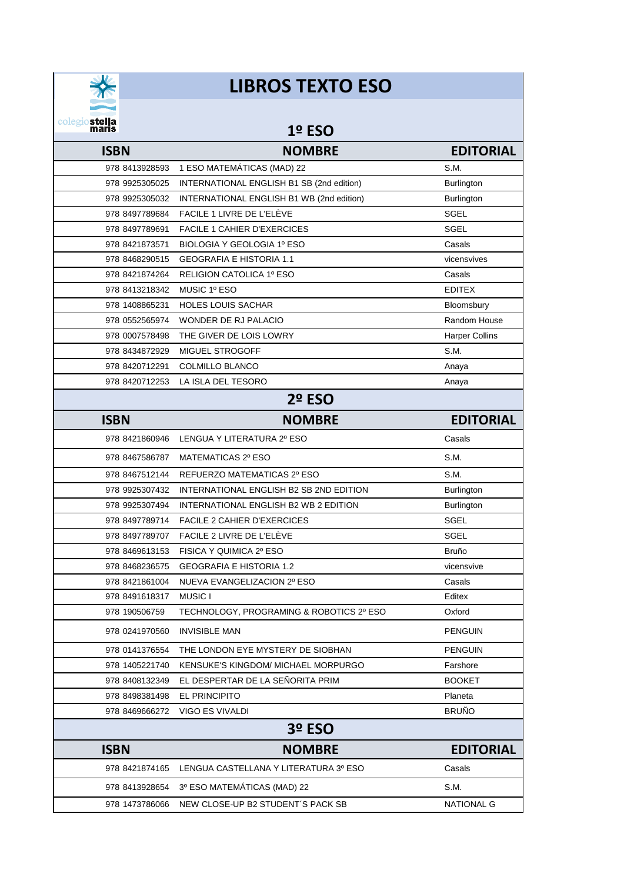colegio stella maris

# LIBROS TEXTO ESO

## 1º ESO

| ISBN | NOMBRE | EDITORIAL |
|---|---|---|
| 978 8413928593 | 1 ESO MATEMÁTICAS (MAD) 22 | S.M. |
| 978 9925305025 | INTERNATIONAL ENGLISH B1 SB (2nd edition) | Burlington |
| 978 9925305032 | INTERNATIONAL ENGLISH B1 WB (2nd edition) | Burlington |
| 978 8497789684 | FACILE 1 LIVRE DE L'ELÈVE | SGEL |
| 978 8497789691 | FACILE 1 CAHIER D'EXERCICES | SGEL |
| 978 8421873571 | BIOLOGIA Y GEOLOGIA 1º ESO | Casals |
| 978 8468290515 | GEOGRAFIA E HISTORIA 1.1 | vicensvives |
| 978 8421874264 | RELIGION CATOLICA 1º ESO | Casals |
| 978 8413218342 | MUSIC 1º ESO | EDITEX |
| 978 1408865231 | HOLES LOUIS SACHAR | Bloomsbury |
| 978 0552565974 | WONDER DE RJ PALACIO | Random House |
| 978 0007578498 | THE GIVER DE LOIS LOWRY | Harper Collins |
| 978 8434872929 | MIGUEL STROGOFF | S.M. |
| 978 8420712291 | COLMILLO BLANCO | Anaya |
| 978 8420712253 | LA ISLA DEL TESORO | Anaya |

## 2º ESO

| ISBN | NOMBRE | EDITORIAL |
|---|---|---|
| 978 8421860946 | LENGUA Y LITERATURA 2º ESO | Casals |
| 978 8467586787 | MATEMATICAS 2º ESO | S.M. |
| 978 8467512144 | REFUERZO MATEMATICAS 2º ESO | S.M. |
| 978 9925307432 | INTERNATIONAL ENGLISH B2 SB 2ND EDITION | Burlington |
| 978 9925307494 | INTERNATIONAL ENGLISH B2 WB 2 EDITION | Burlington |
| 978 8497789714 | FACILE 2 CAHIER D'EXERCICES | SGEL |
| 978 8497789707 | FACILE 2 LIVRE DE L'ELÈVE | SGEL |
| 978 8469613153 | FISICA Y QUIMICA 2º ESO | Bruño |
| 978 8468236575 | GEOGRAFIA E HISTORIA 1.2 | vicensvive |
| 978 8421861004 | NUEVA EVANGELIZACION 2º ESO | Casals |
| 978 8491618317 | MUSIC I | Editex |
| 978 190506759 | TECHNOLOGY, PROGRAMING & ROBOTICS 2º ESO | Oxford |
| 978 0241970560 | INVISIBLE MAN | PENGUIN |
| 978 0141376554 | THE LONDON EYE MYSTERY DE SIOBHAN | PENGUIN |
| 978 1405221740 | KENSUKE'S KINGDOM/ MICHAEL MORPURGO | Farshore |
| 978 8408132349 | EL DESPERTAR DE LA SEÑORITA PRIM | BOOKET |
| 978 8498381498 | EL PRINCIPITO | Planeta |
| 978 8469666272 | VIGO ES VIVALDI | BRUÑO |

## 3º ESO

| ISBN | NOMBRE | EDITORIAL |
|---|---|---|
| 978 8421874165 | LENGUA CASTELLANA Y LITERATURA 3º ESO | Casals |
| 978 8413928654 | 3º ESO MATEMÁTICAS (MAD) 22 | S.M. |
| 978 1473786066 | NEW CLOSE-UP B2 STUDENT´S PACK SB | NATIONAL G |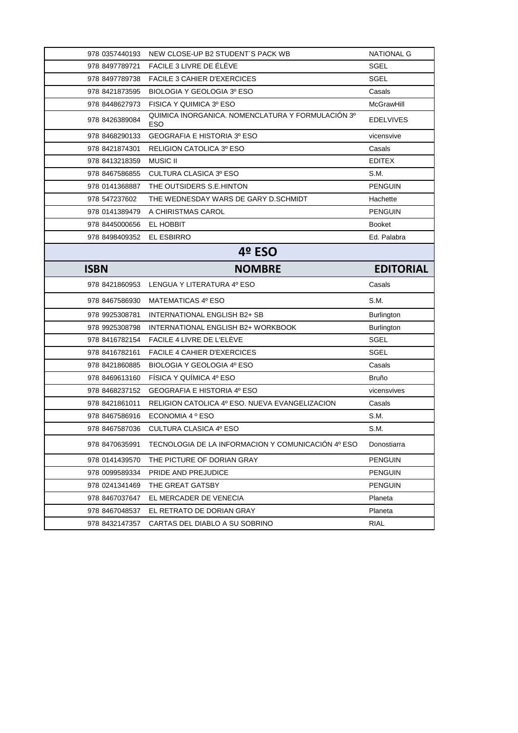| | | |
|---|---|---|
| 978 0357440193 | NEW CLOSE-UP B2 STUDENT´S PACK WB | NATIONAL G |
| 978 8497789721 | FACILE 3 LIVRE DE ÉLÈVE | SGEL |
| 978 8497789738 | FACILE 3 CAHIER D'EXERCICES | SGEL |
| 978 8421873595 | BIOLOGIA Y GEOLOGIA 3º ESO | Casals |
| 978 8448627973 | FISICA Y QUIMICA 3º ESO | McGrawHill |
| 978 8426389084 | QUIMICA INORGANICA. NOMENCLATURA Y FORMULACIÓN 3º ESO | EDELVIVES |
| 978 8468290133 | GEOGRAFIA E HISTORIA 3º ESO | vicensvive |
| 978 8421874301 | RELIGION CATOLICA 3º ESO | Casals |
| 978 8413218359 | MUSIC II | EDITEX |
| 978 8467586855 | CULTURA CLASICA 3º ESO | S.M. |
| 978 0141368887 | THE OUTSIDERS S.E.HINTON | PENGUIN |
| 978 547237602 | THE WEDNESDAY WARS DE GARY D.SCHMIDT | Hachette |
| 978 0141389479 | A CHIRISTMAS CAROL | PENGUIN |
| 978 8445000656 | EL HOBBIT | Booket |
| 978 8498409352 | EL ESBIRRO | Ed. Palabra |

## 4º ESO

| ISBN | NOMBRE | EDITORIAL |
|---|---|---|
| 978 8421860953 | LENGUA Y LITERATURA 4º ESO | Casals |
| 978 8467586930 | MATEMATICAS 4º ESO | S.M. |
| 978 9925308781 | INTERNATIONAL ENGLISH B2+ SB | Burlington |
| 978 9925308798 | INTERNATIONAL ENGLISH B2+ WORKBOOK | Burlington |
| 978 8416782154 | FACILE 4 LIVRE DE L'ELÈVE | SGEL |
| 978 8416782161 | FACILE 4 CAHIER D'EXERCICES | SGEL |
| 978 8421860885 | BIOLOGIA Y GEOLOGIA 4º ESO | Casals |
| 978 8469613160 | FÍSICA Y QUÍMICA 4º ESO | Bruño |
| 978 8468237152 | GEOGRAFIA E HISTORIA 4º ESO | vicensvives |
| 978 8421861011 | RELIGION CATOLICA 4º ESO. NUEVA EVANGELIZACION | Casals |
| 978 8467586916 | ECONOMIA 4 º ESO | S.M. |
| 978 8467587036 | CULTURA CLASICA 4º ESO | S.M. |
| 978 8470635991 | TECNOLOGIA DE LA INFORMACION Y COMUNICACIÓN 4º ESO | Donostiarra |
| 978 0141439570 | THE PICTURE OF DORIAN GRAY | PENGUIN |
| 978 0099589334 | PRIDE AND PREJUDICE | PENGUIN |
| 978 0241341469 | THE GREAT GATSBY | PENGUIN |
| 978 8467037647 | EL MERCADER DE VENECIA | Planeta |
| 978 8467048537 | EL RETRATO DE DORIAN GRAY | Planeta |
| 978 8432147357 | CARTAS DEL DIABLO A SU SOBRINO | RIAL |